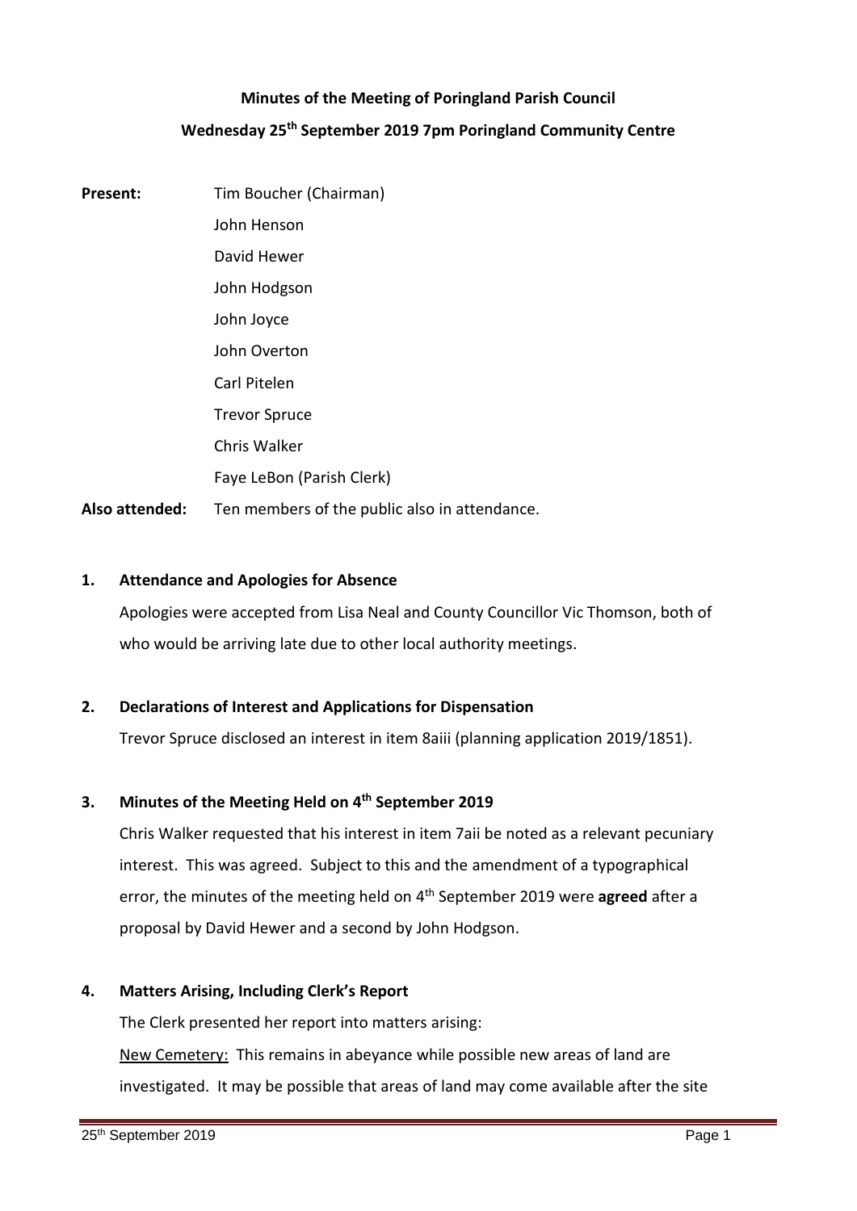# Minutes of the Meeting of Poringland Parish Council

## Wednesday 25th September 2019 7pm Poringland Community Centre

**Present:** Tim Boucher (Chairman)
John Henson
David Hewer
John Hodgson
John Joyce
John Overton
Carl Pitelen
Trevor Spruce
Chris Walker
Faye LeBon (Parish Clerk)

**Also attended:** Ten members of the public also in attendance.

**1. Attendance and Apologies for Absence**

Apologies were accepted from Lisa Neal and County Councillor Vic Thomson, both of who would be arriving late due to other local authority meetings.

**2. Declarations of Interest and Applications for Dispensation**

Trevor Spruce disclosed an interest in item 8aiii (planning application 2019/1851).

**3. Minutes of the Meeting Held on 4th September 2019**

Chris Walker requested that his interest in item 7aii be noted as a relevant pecuniary interest. This was agreed. Subject to this and the amendment of a typographical error, the minutes of the meeting held on 4th September 2019 were **agreed** after a proposal by David Hewer and a second by John Hodgson.

**4. Matters Arising, Including Clerk's Report**

The Clerk presented her report into matters arising:

New Cemetery: This remains in abeyance while possible new areas of land are investigated. It may be possible that areas of land may come available after the site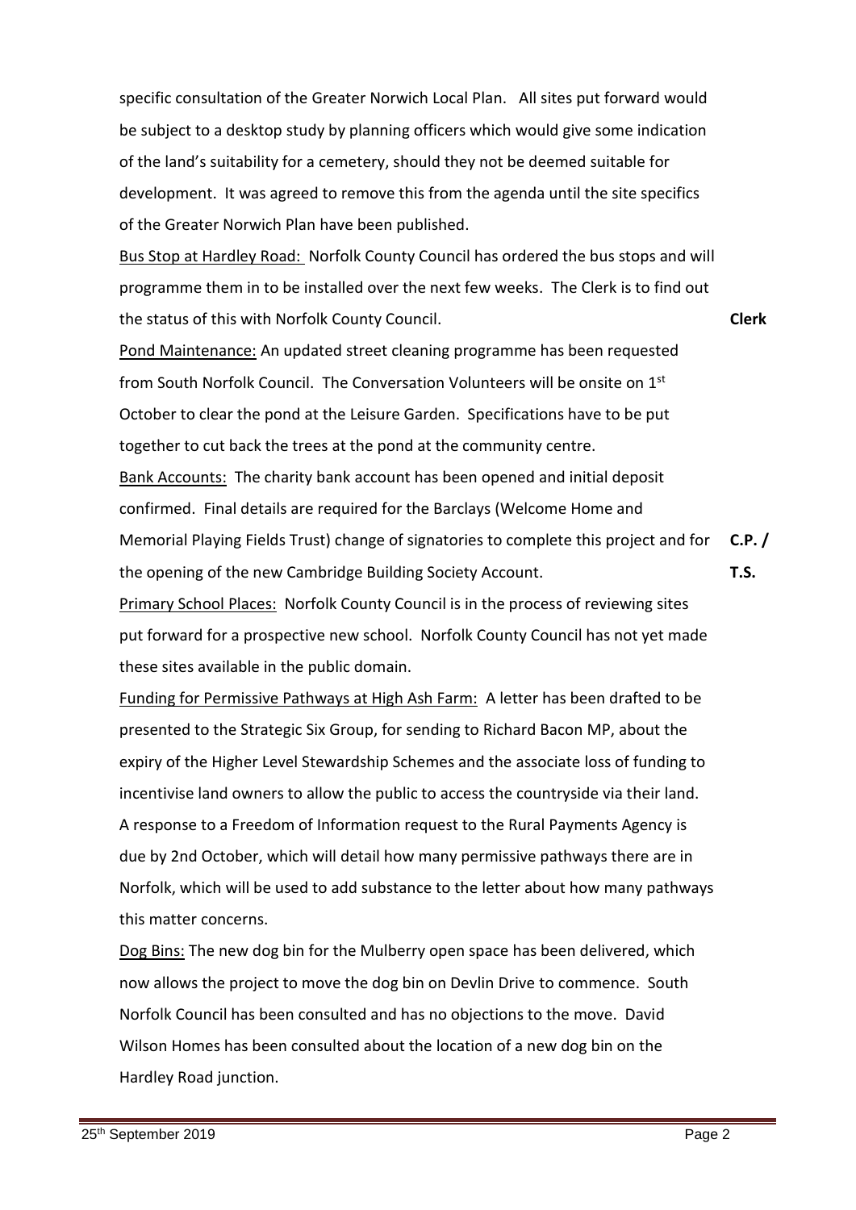specific consultation of the Greater Norwich Local Plan. All sites put forward would be subject to a desktop study by planning officers which would give some indication of the land's suitability for a cemetery, should they not be deemed suitable for development. It was agreed to remove this from the agenda until the site specifics of the Greater Norwich Plan have been published.

Bus Stop at Hardley Road: Norfolk County Council has ordered the bus stops and will programme them in to be installed over the next few weeks. The Clerk is to find out the status of this with Norfolk County Council. **Clerk**

Pond Maintenance: An updated street cleaning programme has been requested from South Norfolk Council. The Conversation Volunteers will be onsite on 1st October to clear the pond at the Leisure Garden. Specifications have to be put together to cut back the trees at the pond at the community centre.

Bank Accounts: The charity bank account has been opened and initial deposit confirmed. Final details are required for the Barclays (Welcome Home and Memorial Playing Fields Trust) change of signatories to complete this project and for the opening of the new Cambridge Building Society Account. **C.P. / T.S.**

Primary School Places: Norfolk County Council is in the process of reviewing sites put forward for a prospective new school. Norfolk County Council has not yet made these sites available in the public domain.

Funding for Permissive Pathways at High Ash Farm: A letter has been drafted to be presented to the Strategic Six Group, for sending to Richard Bacon MP, about the expiry of the Higher Level Stewardship Schemes and the associate loss of funding to incentivise land owners to allow the public to access the countryside via their land. A response to a Freedom of Information request to the Rural Payments Agency is due by 2nd October, which will detail how many permissive pathways there are in Norfolk, which will be used to add substance to the letter about how many pathways this matter concerns.

Dog Bins: The new dog bin for the Mulberry open space has been delivered, which now allows the project to move the dog bin on Devlin Drive to commence. South Norfolk Council has been consulted and has no objections to the move. David Wilson Homes has been consulted about the location of a new dog bin on the Hardley Road junction.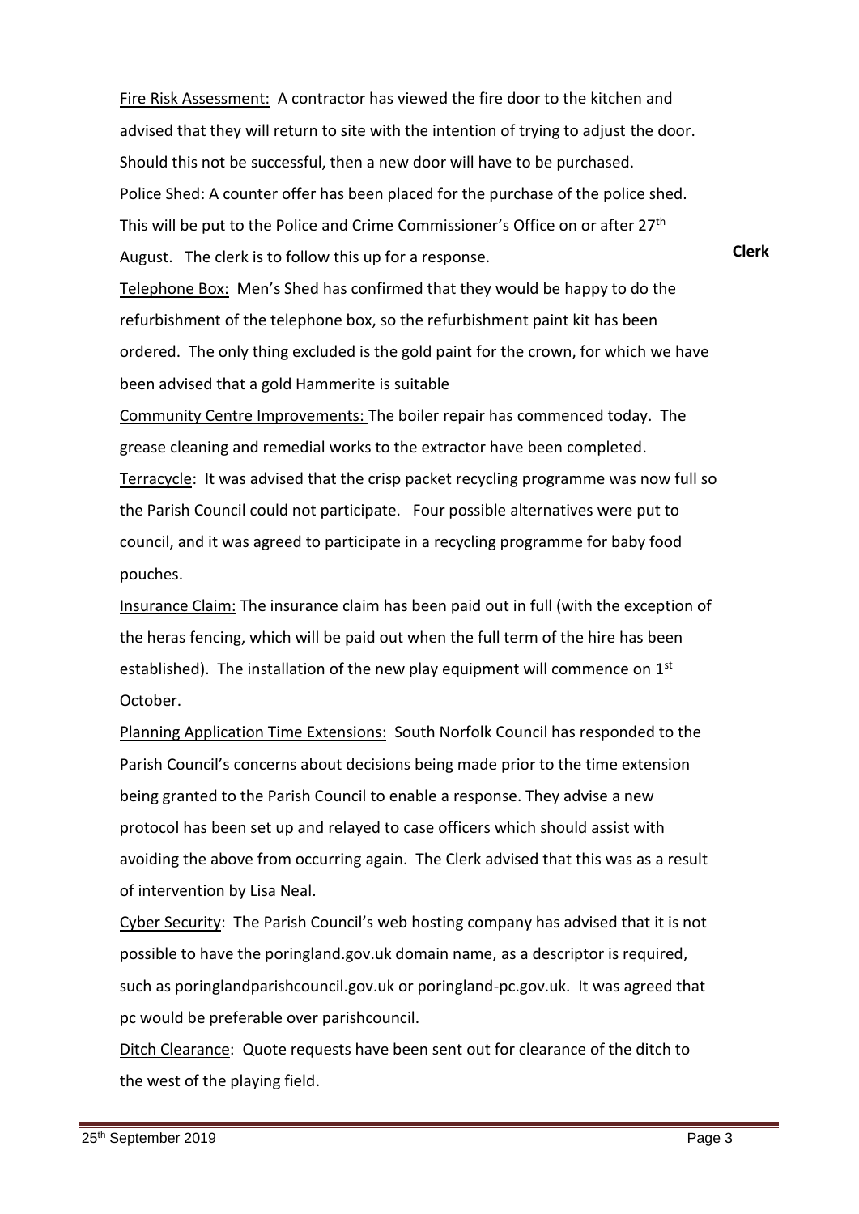Fire Risk Assessment: A contractor has viewed the fire door to the kitchen and advised that they will return to site with the intention of trying to adjust the door. Should this not be successful, then a new door will have to be purchased.

Police Shed: A counter offer has been placed for the purchase of the police shed. This will be put to the Police and Crime Commissioner's Office on or after 27th August. The clerk is to follow this up for a response. **Clerk**

Telephone Box: Men's Shed has confirmed that they would be happy to do the refurbishment of the telephone box, so the refurbishment paint kit has been ordered. The only thing excluded is the gold paint for the crown, for which we have been advised that a gold Hammerite is suitable

Community Centre Improvements: The boiler repair has commenced today. The grease cleaning and remedial works to the extractor have been completed.

Terracycle: It was advised that the crisp packet recycling programme was now full so the Parish Council could not participate. Four possible alternatives were put to council, and it was agreed to participate in a recycling programme for baby food pouches.

Insurance Claim: The insurance claim has been paid out in full (with the exception of the heras fencing, which will be paid out when the full term of the hire has been established). The installation of the new play equipment will commence on 1st October.

Planning Application Time Extensions: South Norfolk Council has responded to the Parish Council's concerns about decisions being made prior to the time extension being granted to the Parish Council to enable a response. They advise a new protocol has been set up and relayed to case officers which should assist with avoiding the above from occurring again. The Clerk advised that this was as a result of intervention by Lisa Neal.

Cyber Security: The Parish Council's web hosting company has advised that it is not possible to have the poringland.gov.uk domain name, as a descriptor is required, such as poringlandparishcouncil.gov.uk or poringland-pc.gov.uk. It was agreed that pc would be preferable over parishcouncil.

Ditch Clearance: Quote requests have been sent out for clearance of the ditch to the west of the playing field.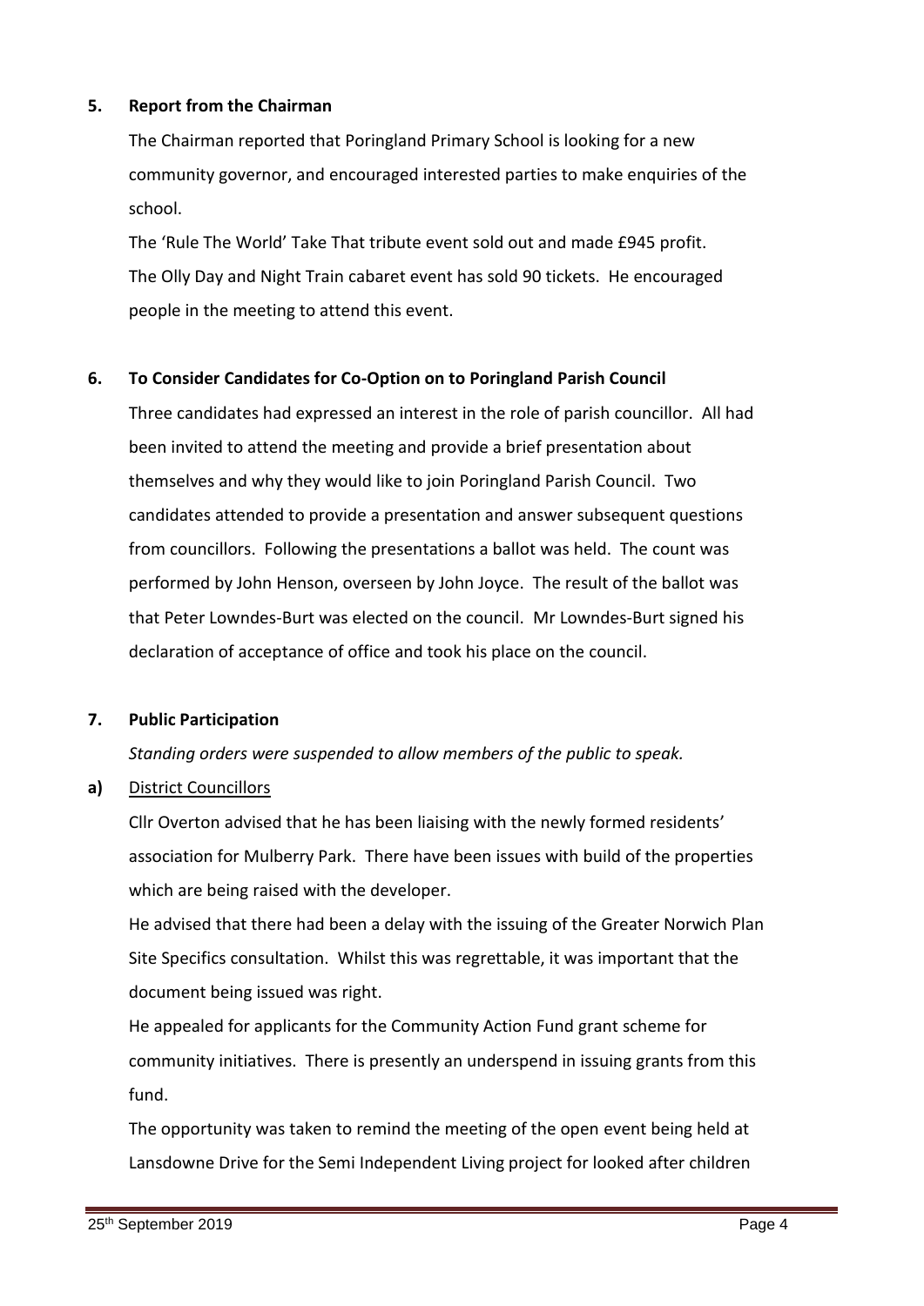**5. Report from the Chairman**

The Chairman reported that Poringland Primary School is looking for a new community governor, and encouraged interested parties to make enquiries of the school.

The 'Rule The World' Take That tribute event sold out and made £945 profit.

The Olly Day and Night Train cabaret event has sold 90 tickets. He encouraged people in the meeting to attend this event.

**6. To Consider Candidates for Co-Option on to Poringland Parish Council**

Three candidates had expressed an interest in the role of parish councillor. All had been invited to attend the meeting and provide a brief presentation about themselves and why they would like to join Poringland Parish Council. Two candidates attended to provide a presentation and answer subsequent questions from councillors. Following the presentations a ballot was held. The count was performed by John Henson, overseen by John Joyce. The result of the ballot was that Peter Lowndes-Burt was elected on the council. Mr Lowndes-Burt signed his declaration of acceptance of office and took his place on the council.

**7. Public Participation**

*Standing orders were suspended to allow members of the public to speak.*

**a)** District Councillors

Cllr Overton advised that he has been liaising with the newly formed residents' association for Mulberry Park. There have been issues with build of the properties which are being raised with the developer.

He advised that there had been a delay with the issuing of the Greater Norwich Plan Site Specifics consultation. Whilst this was regrettable, it was important that the document being issued was right.

He appealed for applicants for the Community Action Fund grant scheme for community initiatives. There is presently an underspend in issuing grants from this fund.

The opportunity was taken to remind the meeting of the open event being held at Lansdowne Drive for the Semi Independent Living project for looked after children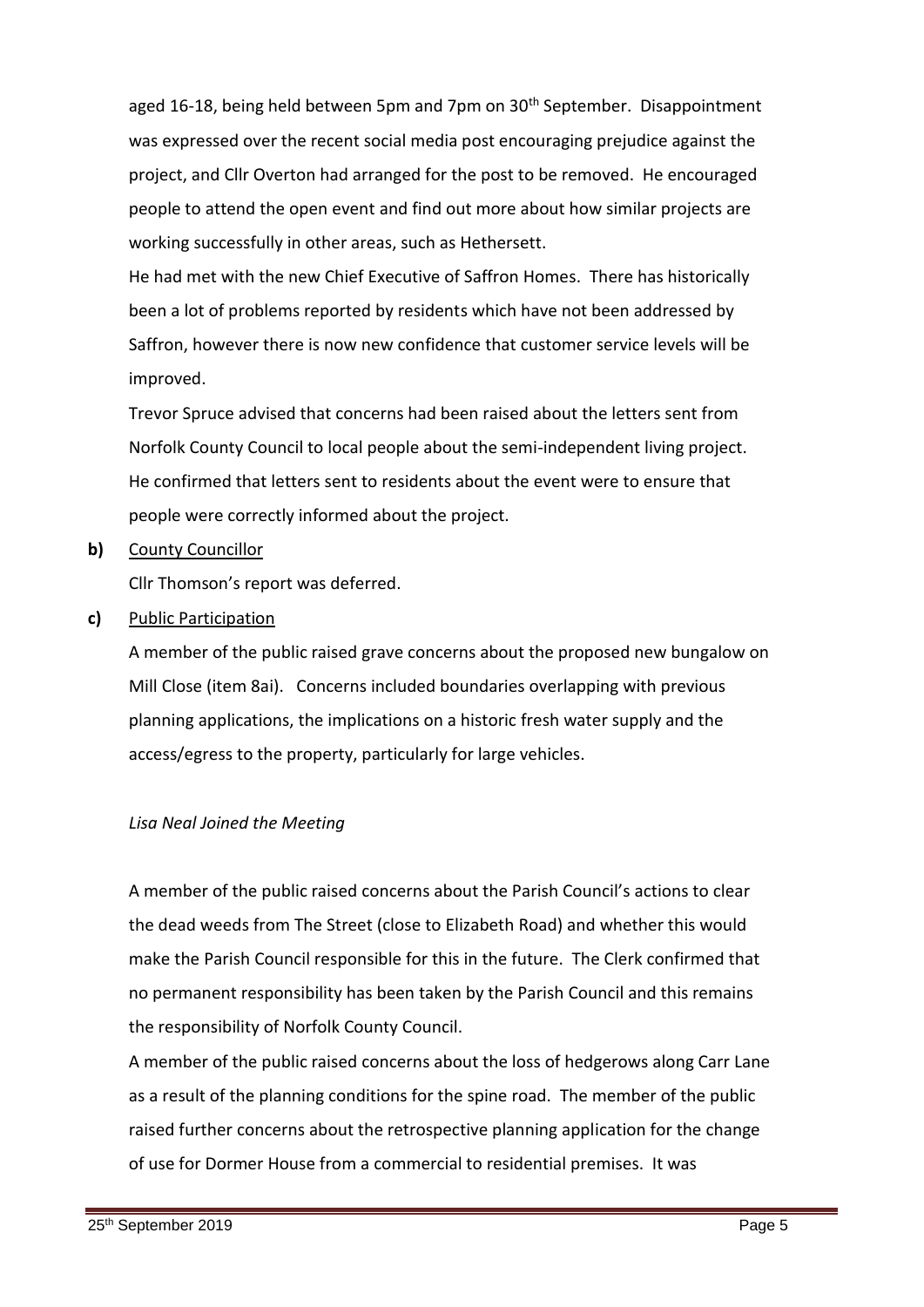aged 16-18, being held between 5pm and 7pm on 30th September. Disappointment was expressed over the recent social media post encouraging prejudice against the project, and Cllr Overton had arranged for the post to be removed. He encouraged people to attend the open event and find out more about how similar projects are working successfully in other areas, such as Hethersett.

He had met with the new Chief Executive of Saffron Homes. There has historically been a lot of problems reported by residents which have not been addressed by Saffron, however there is now new confidence that customer service levels will be improved.

Trevor Spruce advised that concerns had been raised about the letters sent from Norfolk County Council to local people about the semi-independent living project. He confirmed that letters sent to residents about the event were to ensure that people were correctly informed about the project.

**b)** County Councillor

Cllr Thomson's report was deferred.

**c)** Public Participation

A member of the public raised grave concerns about the proposed new bungalow on Mill Close (item 8ai). Concerns included boundaries overlapping with previous planning applications, the implications on a historic fresh water supply and the access/egress to the property, particularly for large vehicles.

*Lisa Neal Joined the Meeting*

A member of the public raised concerns about the Parish Council's actions to clear the dead weeds from The Street (close to Elizabeth Road) and whether this would make the Parish Council responsible for this in the future. The Clerk confirmed that no permanent responsibility has been taken by the Parish Council and this remains the responsibility of Norfolk County Council.

A member of the public raised concerns about the loss of hedgerows along Carr Lane as a result of the planning conditions for the spine road. The member of the public raised further concerns about the retrospective planning application for the change of use for Dormer House from a commercial to residential premises. It was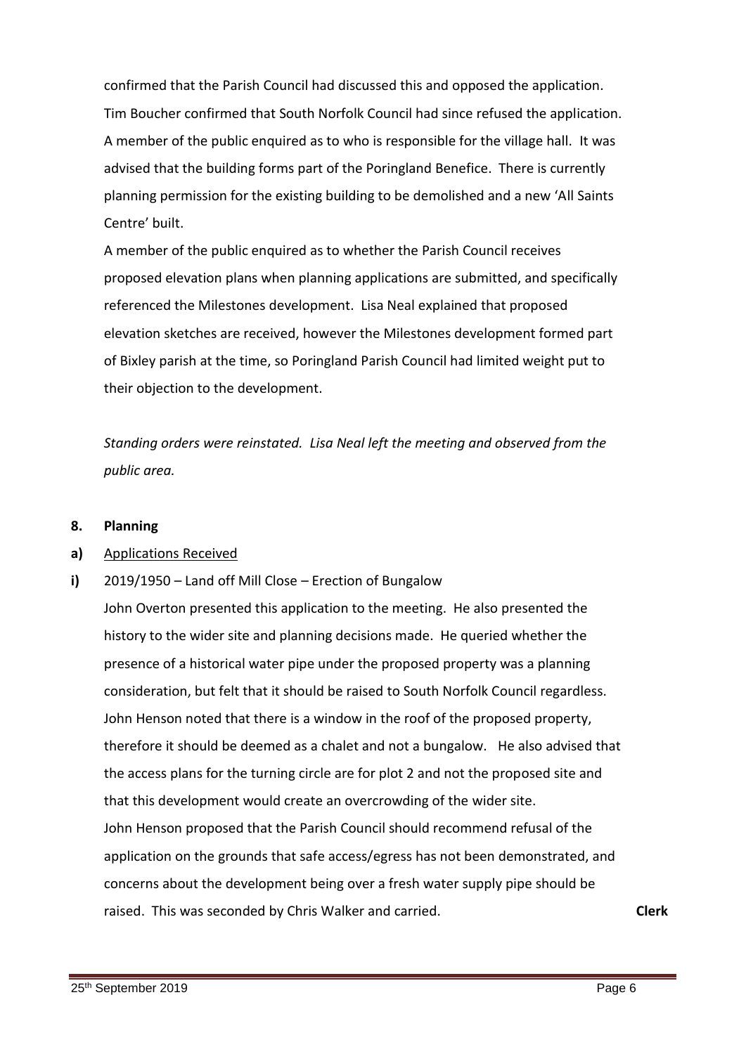confirmed that the Parish Council had discussed this and opposed the application. Tim Boucher confirmed that South Norfolk Council had since refused the application. A member of the public enquired as to who is responsible for the village hall. It was advised that the building forms part of the Poringland Benefice. There is currently planning permission for the existing building to be demolished and a new 'All Saints Centre' built.

A member of the public enquired as to whether the Parish Council receives proposed elevation plans when planning applications are submitted, and specifically referenced the Milestones development. Lisa Neal explained that proposed elevation sketches are received, however the Milestones development formed part of Bixley parish at the time, so Poringland Parish Council had limited weight put to their objection to the development.

*Standing orders were reinstated. Lisa Neal left the meeting and observed from the public area.*

**8. Planning**

**a)** Applications Received

**i)** 2019/1950 – Land off Mill Close – Erection of Bungalow

John Overton presented this application to the meeting. He also presented the history to the wider site and planning decisions made. He queried whether the presence of a historical water pipe under the proposed property was a planning consideration, but felt that it should be raised to South Norfolk Council regardless. John Henson noted that there is a window in the roof of the proposed property, therefore it should be deemed as a chalet and not a bungalow. He also advised that the access plans for the turning circle are for plot 2 and not the proposed site and that this development would create an overcrowding of the wider site.

John Henson proposed that the Parish Council should recommend refusal of the application on the grounds that safe access/egress has not been demonstrated, and concerns about the development being over a fresh water supply pipe should be raised. This was seconded by Chris Walker and carried. **Clerk**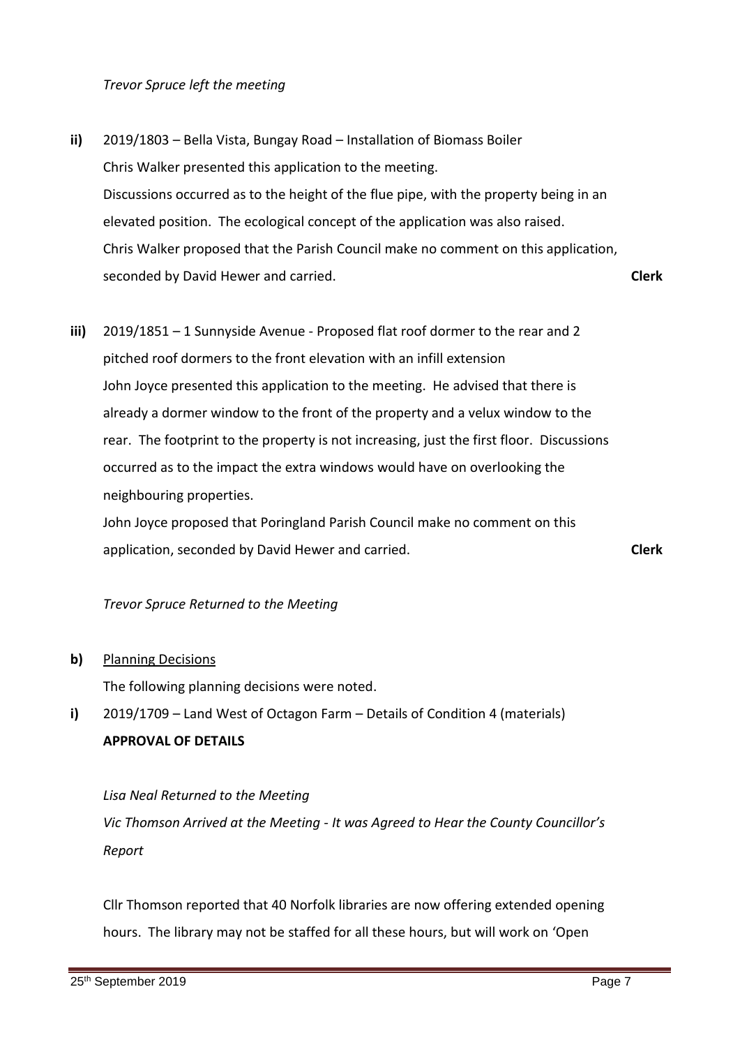*Trevor Spruce left the meeting*

**ii)** 2019/1803 – Bella Vista, Bungay Road – Installation of Biomass Boiler
Chris Walker presented this application to the meeting.
Discussions occurred as to the height of the flue pipe, with the property being in an elevated position. The ecological concept of the application was also raised.
Chris Walker proposed that the Parish Council make no comment on this application, seconded by David Hewer and carried. **Clerk**

**iii)** 2019/1851 – 1 Sunnyside Avenue - Proposed flat roof dormer to the rear and 2 pitched roof dormers to the front elevation with an infill extension
John Joyce presented this application to the meeting. He advised that there is already a dormer window to the front of the property and a velux window to the rear. The footprint to the property is not increasing, just the first floor. Discussions occurred as to the impact the extra windows would have on overlooking the neighbouring properties.
John Joyce proposed that Poringland Parish Council make no comment on this application, seconded by David Hewer and carried. **Clerk**

*Trevor Spruce Returned to the Meeting*

**b)** Planning Decisions
The following planning decisions were noted.

**i)** 2019/1709 – Land West of Octagon Farm – Details of Condition 4 (materials)
**APPROVAL OF DETAILS**

*Lisa Neal Returned to the Meeting*
*Vic Thomson Arrived at the Meeting - It was Agreed to Hear the County Councillor's Report*

Cllr Thomson reported that 40 Norfolk libraries are now offering extended opening hours. The library may not be staffed for all these hours, but will work on 'Open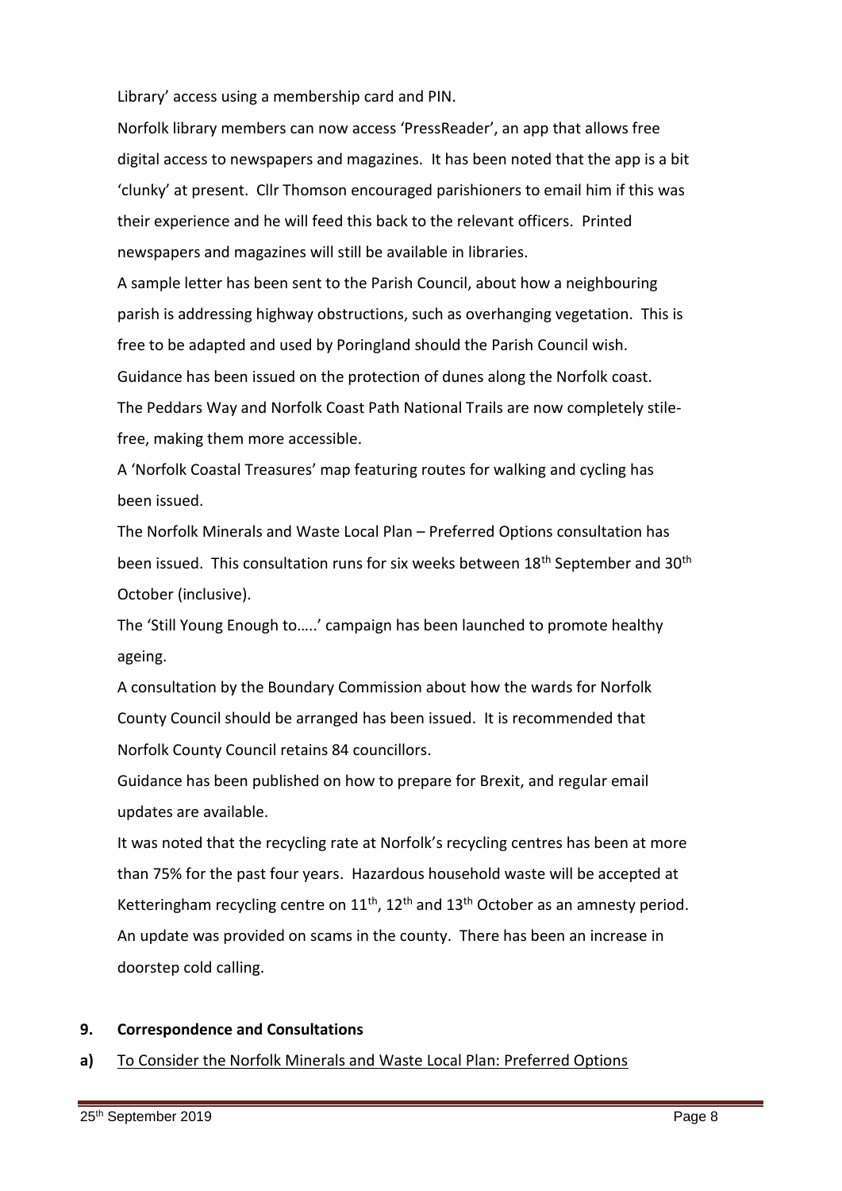Library' access using a membership card and PIN.

Norfolk library members can now access 'PressReader', an app that allows free digital access to newspapers and magazines. It has been noted that the app is a bit 'clunky' at present. Cllr Thomson encouraged parishioners to email him if this was their experience and he will feed this back to the relevant officers. Printed newspapers and magazines will still be available in libraries.

A sample letter has been sent to the Parish Council, about how a neighbouring parish is addressing highway obstructions, such as overhanging vegetation. This is free to be adapted and used by Poringland should the Parish Council wish.

Guidance has been issued on the protection of dunes along the Norfolk coast.

The Peddars Way and Norfolk Coast Path National Trails are now completely stile-free, making them more accessible.

A 'Norfolk Coastal Treasures' map featuring routes for walking and cycling has been issued.

The Norfolk Minerals and Waste Local Plan – Preferred Options consultation has been issued. This consultation runs for six weeks between 18th September and 30th October (inclusive).

The 'Still Young Enough to…..' campaign has been launched to promote healthy ageing.

A consultation by the Boundary Commission about how the wards for Norfolk County Council should be arranged has been issued. It is recommended that Norfolk County Council retains 84 councillors.

Guidance has been published on how to prepare for Brexit, and regular email updates are available.

It was noted that the recycling rate at Norfolk's recycling centres has been at more than 75% for the past four years. Hazardous household waste will be accepted at Ketteringham recycling centre on 11th, 12th and 13th October as an amnesty period.

An update was provided on scams in the county. There has been an increase in doorstep cold calling.

**9. Correspondence and Consultations**

**a)** To Consider the Norfolk Minerals and Waste Local Plan: Preferred Options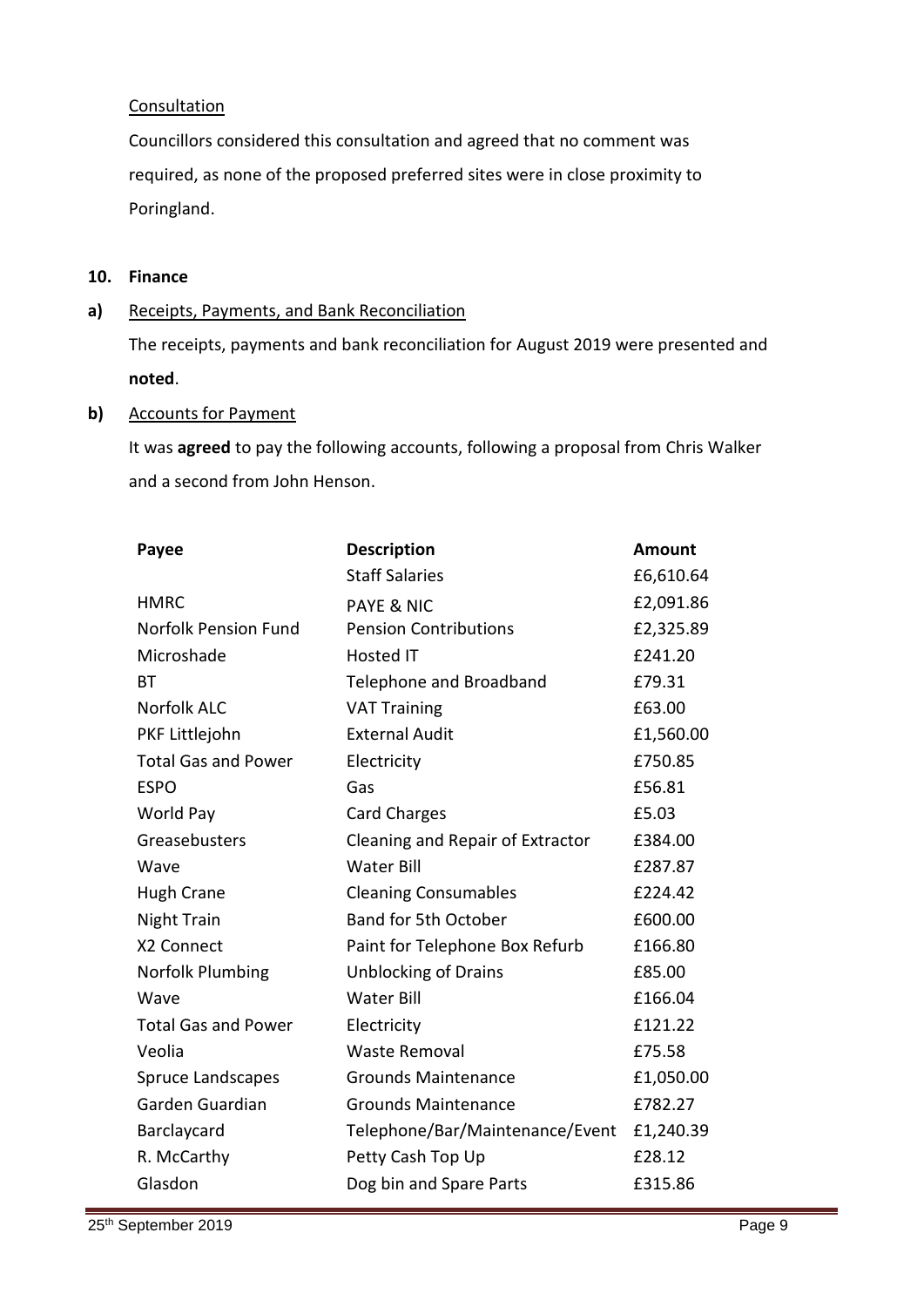Consultation

Councillors considered this consultation and agreed that no comment was required, as none of the proposed preferred sites were in close proximity to Poringland.

**10. Finance**

**a)** Receipts, Payments, and Bank Reconciliation

The receipts, payments and bank reconciliation for August 2019 were presented and **noted**.

**b)** Accounts for Payment

It was **agreed** to pay the following accounts, following a proposal from Chris Walker and a second from John Henson.

| Payee | Description | Amount |
|---|---|---|
| | Staff Salaries | £6,610.64 |
| HMRC | PAYE & NIC | £2,091.86 |
| Norfolk Pension Fund | Pension Contributions | £2,325.89 |
| Microshade | Hosted IT | £241.20 |
| BT | Telephone and Broadband | £79.31 |
| Norfolk ALC | VAT Training | £63.00 |
| PKF Littlejohn | External Audit | £1,560.00 |
| Total Gas and Power | Electricity | £750.85 |
| ESPO | Gas | £56.81 |
| World Pay | Card Charges | £5.03 |
| Greasebusters | Cleaning and Repair of Extractor | £384.00 |
| Wave | Water Bill | £287.87 |
| Hugh Crane | Cleaning Consumables | £224.42 |
| Night Train | Band for 5th October | £600.00 |
| X2 Connect | Paint for Telephone Box Refurb | £166.80 |
| Norfolk Plumbing | Unblocking of Drains | £85.00 |
| Wave | Water Bill | £166.04 |
| Total Gas and Power | Electricity | £121.22 |
| Veolia | Waste Removal | £75.58 |
| Spruce Landscapes | Grounds Maintenance | £1,050.00 |
| Garden Guardian | Grounds Maintenance | £782.27 |
| Barclaycard | Telephone/Bar/Maintenance/Event | £1,240.39 |
| R. McCarthy | Petty Cash Top Up | £28.12 |
| Glasdon | Dog bin and Spare Parts | £315.86 |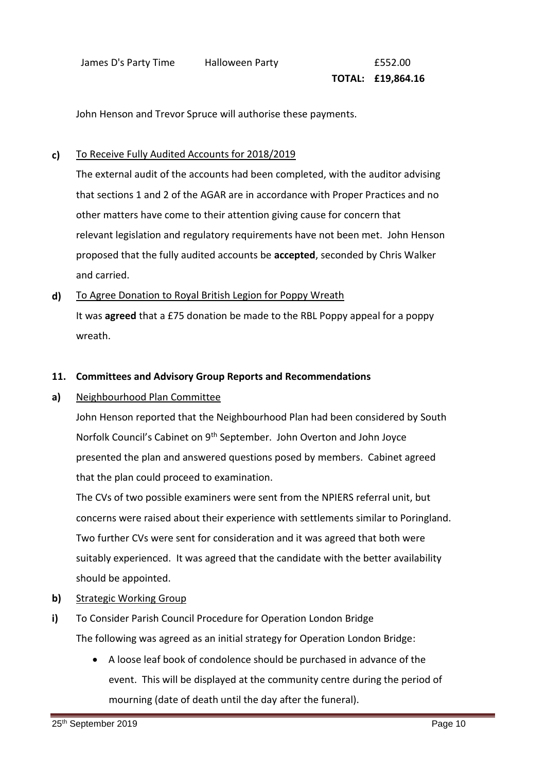| | | |
|---|---|---|
| James D's Party Time | Halloween Party | £552.00 |
| | **TOTAL:** | **£19,864.16** |

John Henson and Trevor Spruce will authorise these payments.

**c)** To Receive Fully Audited Accounts for 2018/2019

The external audit of the accounts had been completed, with the auditor advising that sections 1 and 2 of the AGAR are in accordance with Proper Practices and no other matters have come to their attention giving cause for concern that relevant legislation and regulatory requirements have not been met. John Henson proposed that the fully audited accounts be **accepted**, seconded by Chris Walker and carried.

**d)** To Agree Donation to Royal British Legion for Poppy Wreath

It was **agreed** that a £75 donation be made to the RBL Poppy appeal for a poppy wreath.

**11. Committees and Advisory Group Reports and Recommendations**

**a)** Neighbourhood Plan Committee

John Henson reported that the Neighbourhood Plan had been considered by South Norfolk Council's Cabinet on 9th September. John Overton and John Joyce presented the plan and answered questions posed by members. Cabinet agreed that the plan could proceed to examination.

The CVs of two possible examiners were sent from the NPIERS referral unit, but concerns were raised about their experience with settlements similar to Poringland. Two further CVs were sent for consideration and it was agreed that both were suitably experienced. It was agreed that the candidate with the better availability should be appointed.

**b)** Strategic Working Group

**i)** To Consider Parish Council Procedure for Operation London Bridge

The following was agreed as an initial strategy for Operation London Bridge:

- A loose leaf book of condolence should be purchased in advance of the event. This will be displayed at the community centre during the period of mourning (date of death until the day after the funeral).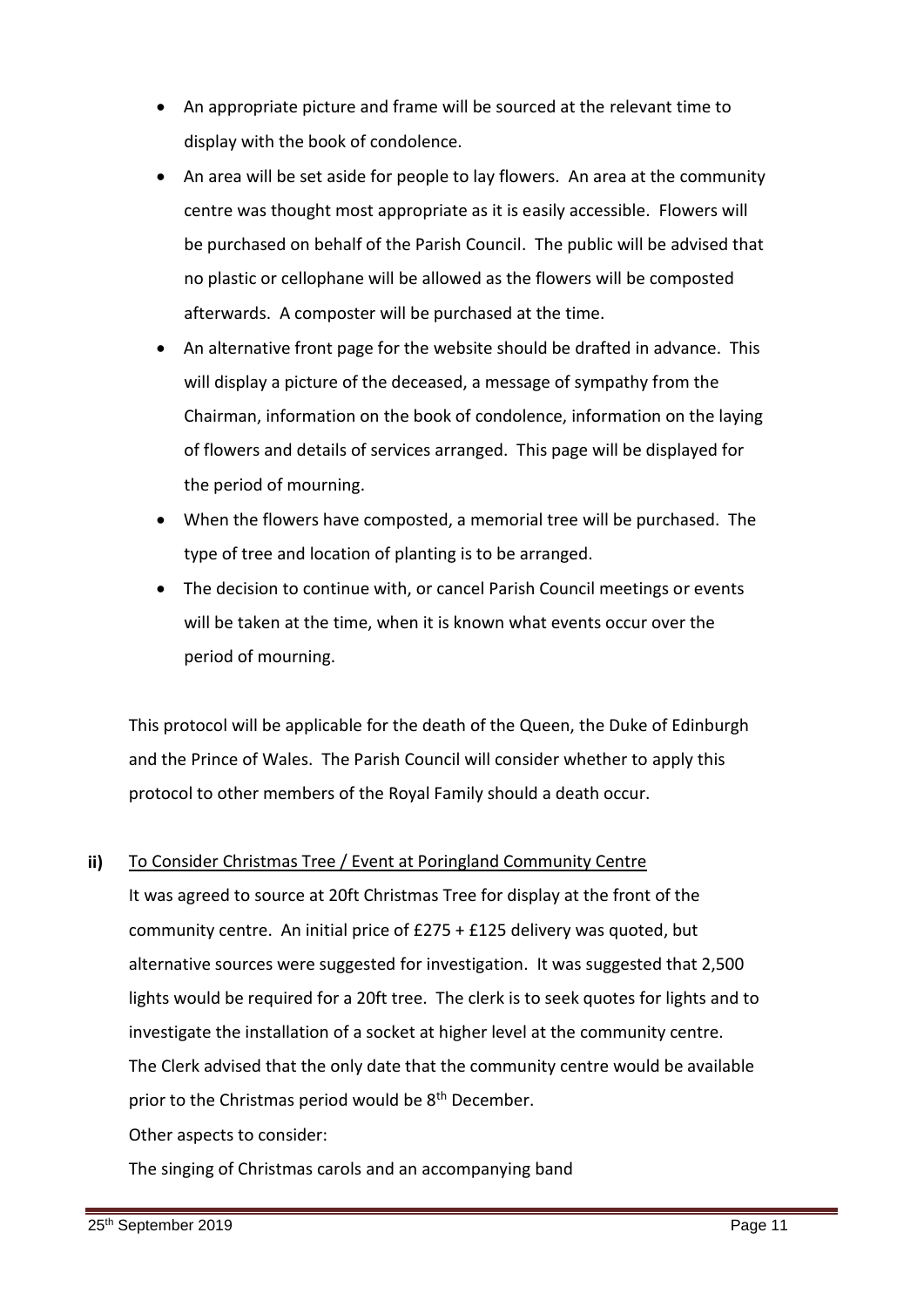- An appropriate picture and frame will be sourced at the relevant time to display with the book of condolence.
- An area will be set aside for people to lay flowers. An area at the community centre was thought most appropriate as it is easily accessible. Flowers will be purchased on behalf of the Parish Council. The public will be advised that no plastic or cellophane will be allowed as the flowers will be composted afterwards. A composter will be purchased at the time.
- An alternative front page for the website should be drafted in advance. This will display a picture of the deceased, a message of sympathy from the Chairman, information on the book of condolence, information on the laying of flowers and details of services arranged. This page will be displayed for the period of mourning.
- When the flowers have composted, a memorial tree will be purchased. The type of tree and location of planting is to be arranged.
- The decision to continue with, or cancel Parish Council meetings or events will be taken at the time, when it is known what events occur over the period of mourning.

This protocol will be applicable for the death of the Queen, the Duke of Edinburgh and the Prince of Wales. The Parish Council will consider whether to apply this protocol to other members of the Royal Family should a death occur.

**ii)** To Consider Christmas Tree / Event at Poringland Community Centre

It was agreed to source at 20ft Christmas Tree for display at the front of the community centre. An initial price of £275 + £125 delivery was quoted, but alternative sources were suggested for investigation. It was suggested that 2,500 lights would be required for a 20ft tree. The clerk is to seek quotes for lights and to investigate the installation of a socket at higher level at the community centre. The Clerk advised that the only date that the community centre would be available prior to the Christmas period would be 8th December.

Other aspects to consider:

The singing of Christmas carols and an accompanying band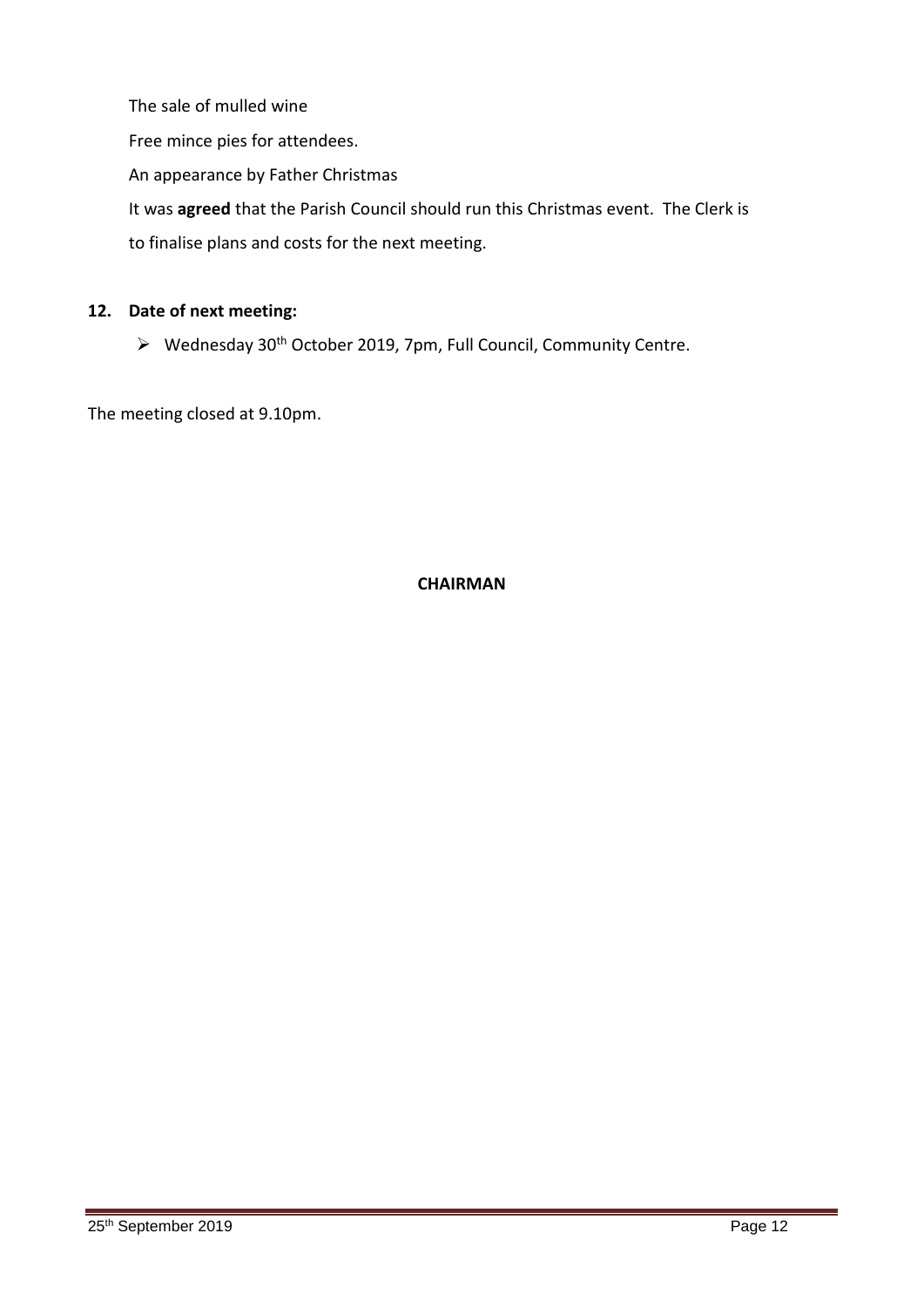The sale of mulled wine

Free mince pies for attendees.

An appearance by Father Christmas

It was **agreed** that the Parish Council should run this Christmas event. The Clerk is to finalise plans and costs for the next meeting.

**12. Date of next meeting:**

- Wednesday 30th October 2019, 7pm, Full Council, Community Centre.

The meeting closed at 9.10pm.

**CHAIRMAN**